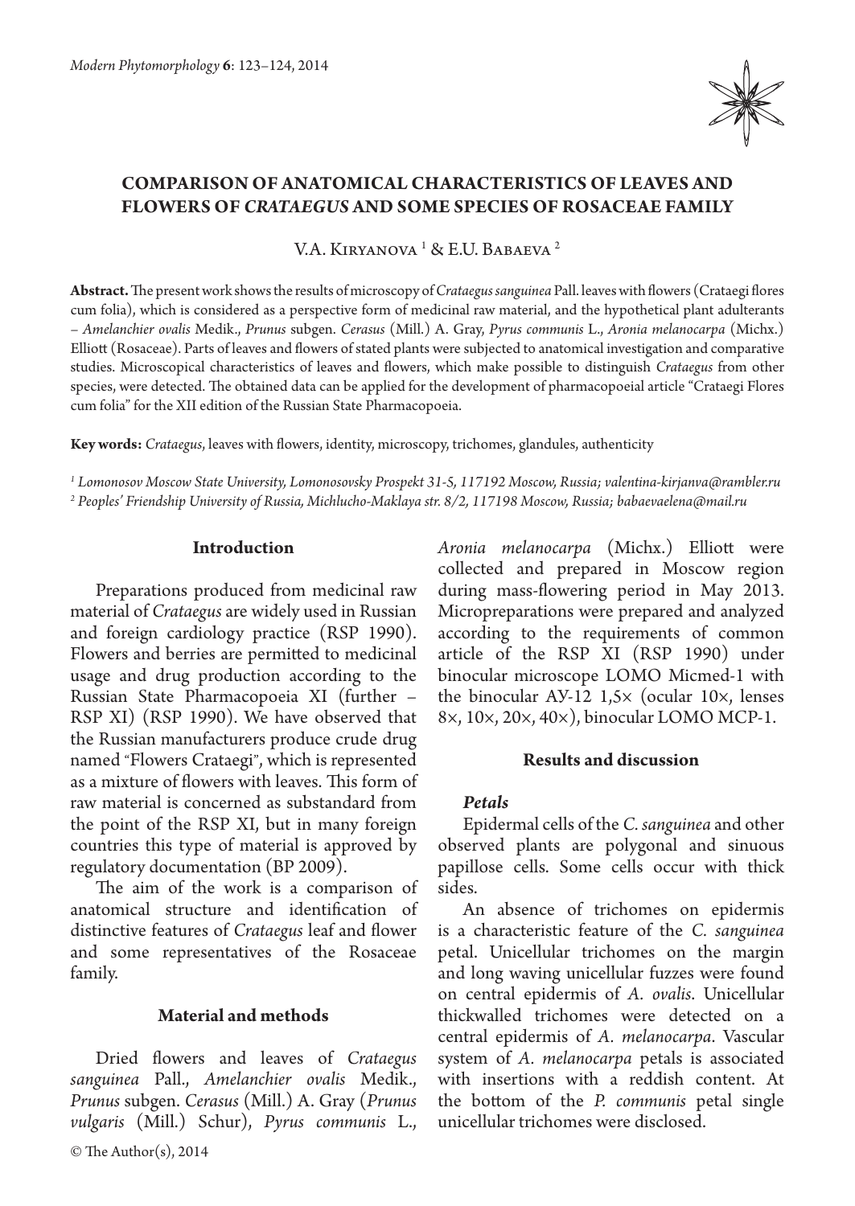# COMPARISON OF ANATOMICAL CHARACTERISTICS OF LEAVES AND FLOWERS OF *CRATAEGUS* AND SOME SPECIES OF ROSACEAE FAMILY

V.A. Kiryanova [1] & E.U. Babaeva [2]

**Abstract.** The present work shows the results of microscopy of *Crataegus sanguinea* Pall. leaves with flowers (Crataegi flores cum folia), which is considered as a perspective form of medicinal raw material, and the hypothetical plant adulterants – *Amelanchier ovalis* Medik., *Prunus* subgen. *Cerasus* (Mill.) A. Gray, *Pyrus communis* L., *Aronia melanocarpa* (Michx.) Elliott (Rosaceae). Parts of leaves and flowers of stated plants were subjected to anatomical investigation and comparative studies. Microscopical characteristics of leaves and flowers, which make possible to distinguish *Crataegus* from other species, were detected. The obtained data can be applied for the development of pharmacopoeial article "Crataegi Flores cum folia" for the XII edition of the Russian State Pharmacopoeia.

**Key words:** *Crataegus*, leaves with flowers, identity, microscopy, trichomes, glandules, authenticity

[1] *Lomonosov Moscow State University, Lomonosovsky Prospekt 31-5, 117192 Moscow, Russia; valentina-kirjanva@rambler.ru*

[2] *Peoples' Friendship University of Russia, Michlucho-Maklaya str. 8/2, 117198 Moscow, Russia; babaevaelena@mail.ru*

## Introduction

Preparations produced from medicinal raw material of *Crataegus* are widely used in Russian and foreign cardiology practice (RSP 1990). Flowers and berries are permitted to medicinal usage and drug production according to the Russian State Pharmacopoeia XI (further – RSP XI) (RSP 1990). We have observed that the Russian manufacturers produce crude drug named "Flowers Crataegi", which is represented as a mixture of flowers with leaves. This form of raw material is concerned as substandard from the point of the RSP XI, but in many foreign countries this type of material is approved by regulatory documentation (BP 2009).

The aim of the work is a comparison of anatomical structure and identification of distinctive features of *Crataegus* leaf and flower and some representatives of the Rosaceae family.

## Material and methods

Dried flowers and leaves of *Crataegus sanguinea* Pall., *Amelanchier ovalis* Medik., *Prunus* subgen. *Cerasus* (Mill.) A. Gray (*Prunus vulgaris* (Mill.) Schur), *Pyrus communis* L., *Aronia melanocarpa* (Michx.) Elliott were collected and prepared in Moscow region during mass-flowering period in May 2013. Micropreparations were prepared and analyzed according to the requirements of common article of the RSP XI (RSP 1990) under binocular microscope LOMO Micmed-1 with the binocular АУ-12 1,5× (ocular 10×, lenses 8×, 10×, 20×, 40×), binocular LOMO MCP-1.

## Results and discussion

### *Petals*

Epidermal cells of the *C. sanguinea* and other observed plants are polygonal and sinuous papillose cells. Some cells occur with thick sides.

An absence of trichomes on epidermis is a characteristic feature of the *C. sanguinea* petal. Unicellular trichomes on the margin and long waving unicellular fuzzes were found on central epidermis of *A. ovalis*. Unicellular thickwalled trichomes were detected on a central epidermis of *A. melanocarpa*. Vascular system of *A. melanocarpa* petals is associated with insertions with a reddish content. At the bottom of the *P. communis* petal single unicellular trichomes were disclosed.

© The Author(s), 2014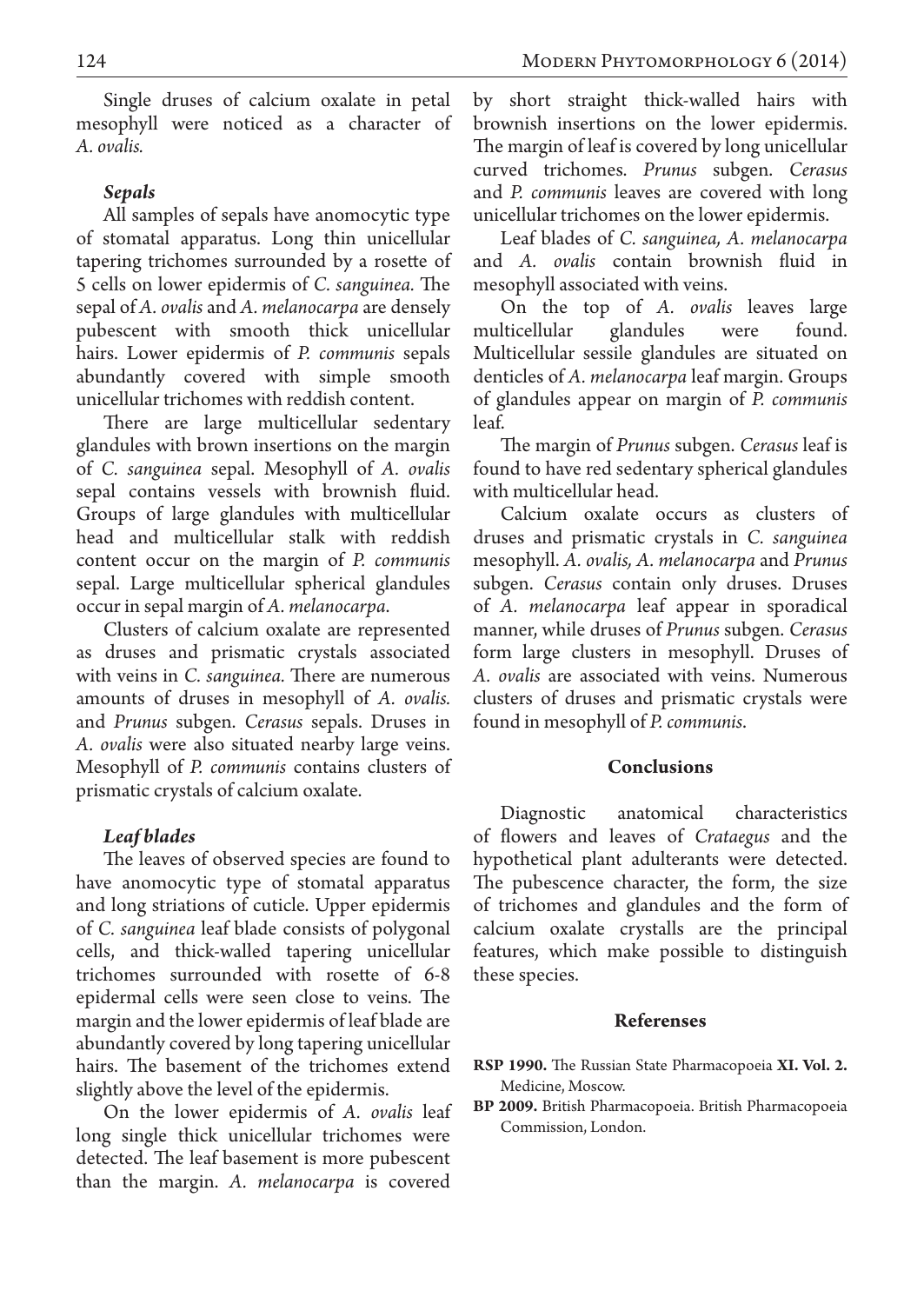Single druses of calcium oxalate in petal mesophyll were noticed as a character of *A. ovalis*.

### *Sepals*

All samples of sepals have anomocytic type of stomatal apparatus. Long thin unicellular tapering trichomes surrounded by a rosette of 5 cells on lower epidermis of *C. sanguinea*. The sepal of *A. ovalis* and *A. melanocarpa* are densely pubescent with smooth thick unicellular hairs. Lower epidermis of *P. communis* sepals abundantly covered with simple smooth unicellular trichomes with reddish content.

There are large multicellular sedentary glandules with brown insertions on the margin of *C. sanguinea* sepal. Mesophyll of *A. ovalis* sepal contains vessels with brownish fluid. Groups of large glandules with multicellular head and multicellular stalk with reddish content occur on the margin of *P. communis* sepal. Large multicellular spherical glandules occur in sepal margin of *A. melanocarpa*.

Clusters of calcium oxalate are represented as druses and prismatic crystals associated with veins in *C. sanguinea.* There are numerous amounts of druses in mesophyll of *A. ovalis.* and *Prunus* subgen. *Cerasus* sepals. Druses in *A. ovalis* were also situated nearby large veins. Mesophyll of *P. communis* contains clusters of prismatic crystals of calcium oxalate.

### *Leaf blades*

The leaves of observed species are found to have anomocytic type of stomatal apparatus and long striations of cuticle. Upper epidermis of *C. sanguinea* leaf blade consists of polygonal cells, and thick-walled tapering unicellular trichomes surrounded with rosette of 6-8 epidermal cells were seen close to veins. The margin and the lower epidermis of leaf blade are abundantly covered by long tapering unicellular hairs. The basement of the trichomes extend slightly above the level of the epidermis.

On the lower epidermis of *A. ovalis* leaf long single thick unicellular trichomes were detected. The leaf basement is more pubescent than the margin. *A. melanocarpa* is covered by short straight thick-walled hairs with brownish insertions on the lower epidermis. The margin of leaf is covered by long unicellular curved trichomes. *Prunus* subgen. *Cerasus* and *P. communis* leaves are covered with long unicellular trichomes on the lower epidermis.

Leaf blades of *C. sanguinea, A. melanocarpa* and *A. ovalis* contain brownish fluid in mesophyll associated with veins.

On the top of *A. ovalis* leaves large multicellular glandules were found. Multicellular sessile glandules are situated on denticles of *A. melanocarpa* leaf margin. Groups of glandules appear on margin of *P. communis* leaf.

The margin of *Prunus* subgen. *Cerasus* leaf is found to have red sedentary spherical glandules with multicellular head.

Calcium oxalate occurs as clusters of druses and prismatic crystals in *C. sanguinea* mesophyll. *A. ovalis, A. melanocarpa* and *Prunus* subgen. *Cerasus* contain only druses. Druses of *A. melanocarpa* leaf appear in sporadical manner, while druses of *Prunus* subgen. *Cerasus* form large clusters in mesophyll. Druses of *A. ovalis* are associated with veins. Numerous clusters of druses and prismatic crystals were found in mesophyll of *P. communis*.

## Conclusions

Diagnostic anatomical characteristics of flowers and leaves of *Crataegus* and the hypothetical plant adulterants were detected. The pubescence character, the form, the size of trichomes and glandules and the form of calcium oxalate crystalls are the principal features, which make possible to distinguish these species.

## Referenses

**RSP 1990.** The Russian State Pharmacopoeia **XI. Vol. 2.** Medicine, Moscow.

**BP 2009.** British Pharmacopoeia. British Pharmacopoeia Commission, London.